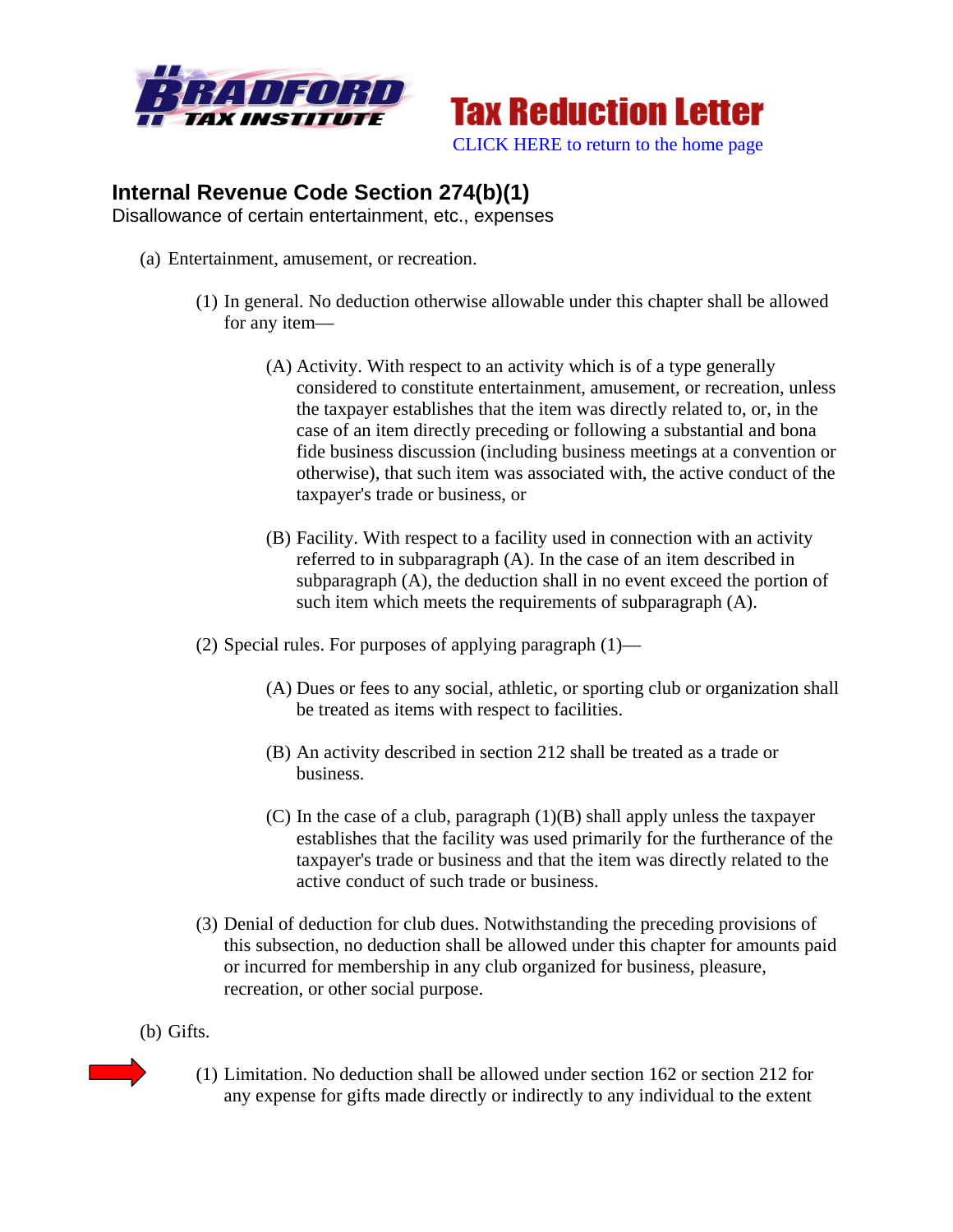**BRADFORD TAX INSTITUTE**

**Tax Reduction Letter**

CLICK HERE to return to the home page

## Internal Revenue Code Section 274(b)(1)

Disallowance of certain entertainment, etc., expenses

(a) Entertainment, amusement, or recreation.

(1) In general. No deduction otherwise allowable under this chapter shall be allowed for any item—

(A) Activity. With respect to an activity which is of a type generally considered to constitute entertainment, amusement, or recreation, unless the taxpayer establishes that the item was directly related to, or, in the case of an item directly preceding or following a substantial and bona fide business discussion (including business meetings at a convention or otherwise), that such item was associated with, the active conduct of the taxpayer's trade or business, or

(B) Facility. With respect to a facility used in connection with an activity referred to in subparagraph (A). In the case of an item described in subparagraph (A), the deduction shall in no event exceed the portion of such item which meets the requirements of subparagraph (A).

(2) Special rules. For purposes of applying paragraph (1)—

(A) Dues or fees to any social, athletic, or sporting club or organization shall be treated as items with respect to facilities.

(B) An activity described in section 212 shall be treated as a trade or business.

(C) In the case of a club, paragraph (1)(B) shall apply unless the taxpayer establishes that the facility was used primarily for the furtherance of the taxpayer's trade or business and that the item was directly related to the active conduct of such trade or business.

(3) Denial of deduction for club dues. Notwithstanding the preceding provisions of this subsection, no deduction shall be allowed under this chapter for amounts paid or incurred for membership in any club organized for business, pleasure, recreation, or other social purpose.

(b) Gifts.

(1) Limitation. No deduction shall be allowed under section 162 or section 212 for any expense for gifts made directly or indirectly to any individual to the extent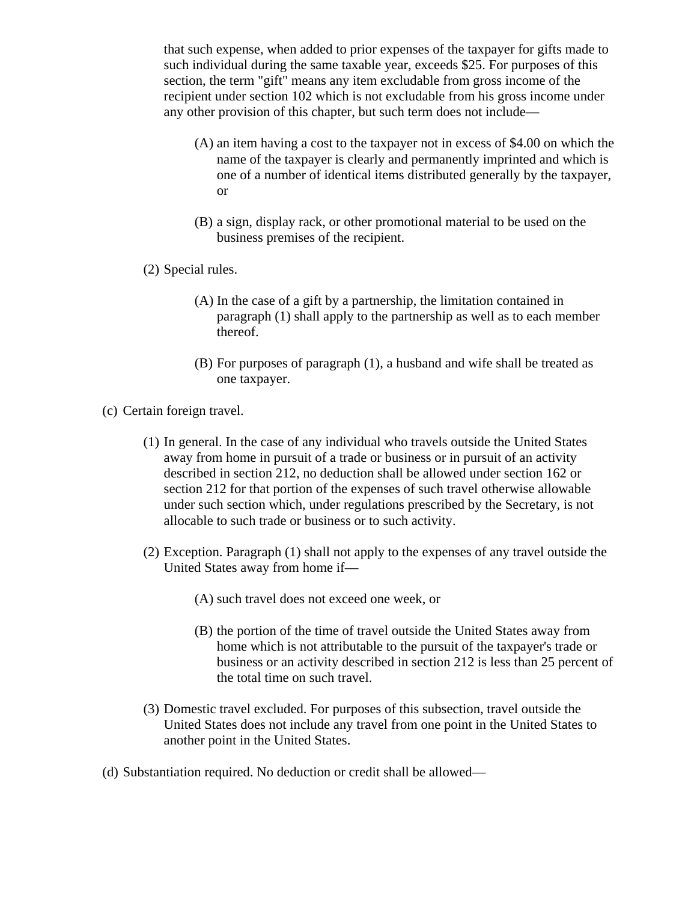that such expense, when added to prior expenses of the taxpayer for gifts made to such individual during the same taxable year, exceeds $25. For purposes of this section, the term "gift" means any item excludable from gross income of the recipient under section 102 which is not excludable from his gross income under any other provision of this chapter, but such term does not include—

- (A) an item having a cost to the taxpayer not in excess of $4.00 on which the name of the taxpayer is clearly and permanently imprinted and which is one of a number of identical items distributed generally by the taxpayer, or
- (B) a sign, display rack, or other promotional material to be used on the business premises of the recipient.

(2) Special rules.

- (A) In the case of a gift by a partnership, the limitation contained in paragraph (1) shall apply to the partnership as well as to each member thereof.
- (B) For purposes of paragraph (1), a husband and wife shall be treated as one taxpayer.

(c) Certain foreign travel.

(1) In general. In the case of any individual who travels outside the United States away from home in pursuit of a trade or business or in pursuit of an activity described in section 212, no deduction shall be allowed under section 162 or section 212 for that portion of the expenses of such travel otherwise allowable under such section which, under regulations prescribed by the Secretary, is not allocable to such trade or business or to such activity.

(2) Exception. Paragraph (1) shall not apply to the expenses of any travel outside the United States away from home if—

- (A) such travel does not exceed one week, or
- (B) the portion of the time of travel outside the United States away from home which is not attributable to the pursuit of the taxpayer's trade or business or an activity described in section 212 is less than 25 percent of the total time on such travel.

(3) Domestic travel excluded. For purposes of this subsection, travel outside the United States does not include any travel from one point in the United States to another point in the United States.

(d) Substantiation required. No deduction or credit shall be allowed—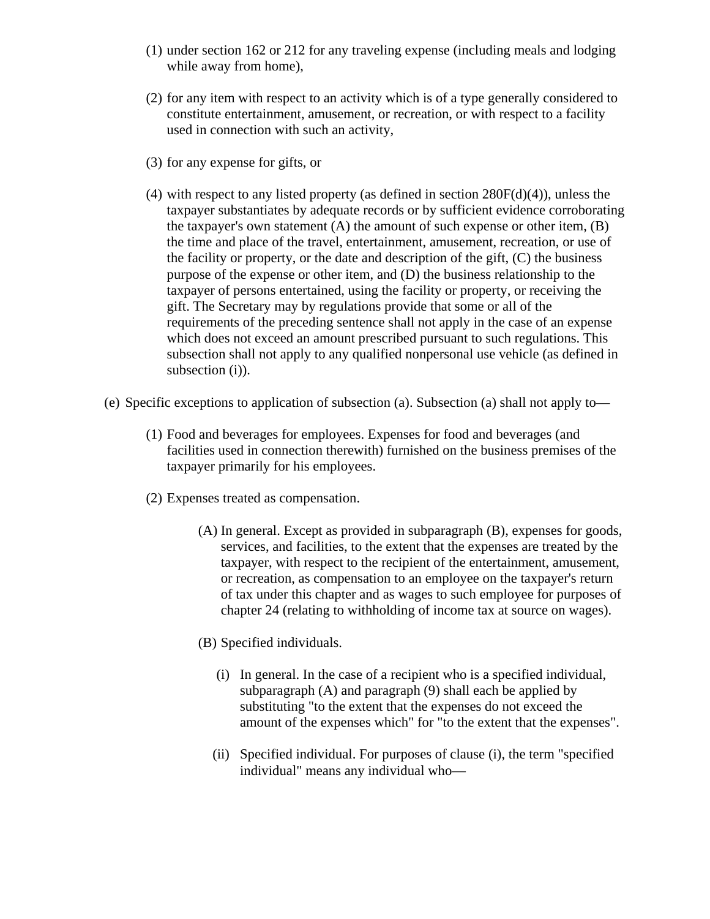(1) under section 162 or 212 for any traveling expense (including meals and lodging while away from home),

(2) for any item with respect to an activity which is of a type generally considered to constitute entertainment, amusement, or recreation, or with respect to a facility used in connection with such an activity,

(3) for any expense for gifts, or

(4) with respect to any listed property (as defined in section 280F(d)(4)), unless the taxpayer substantiates by adequate records or by sufficient evidence corroborating the taxpayer's own statement (A) the amount of such expense or other item, (B) the time and place of the travel, entertainment, amusement, recreation, or use of the facility or property, or the date and description of the gift, (C) the business purpose of the expense or other item, and (D) the business relationship to the taxpayer of persons entertained, using the facility or property, or receiving the gift. The Secretary may by regulations provide that some or all of the requirements of the preceding sentence shall not apply in the case of an expense which does not exceed an amount prescribed pursuant to such regulations. This subsection shall not apply to any qualified nonpersonal use vehicle (as defined in subsection (i)).

(e) Specific exceptions to application of subsection (a). Subsection (a) shall not apply to—

(1) Food and beverages for employees. Expenses for food and beverages (and facilities used in connection therewith) furnished on the business premises of the taxpayer primarily for his employees.

(2) Expenses treated as compensation.

(A) In general. Except as provided in subparagraph (B), expenses for goods, services, and facilities, to the extent that the expenses are treated by the taxpayer, with respect to the recipient of the entertainment, amusement, or recreation, as compensation to an employee on the taxpayer's return of tax under this chapter and as wages to such employee for purposes of chapter 24 (relating to withholding of income tax at source on wages).

(B) Specified individuals.

(i) In general. In the case of a recipient who is a specified individual, subparagraph (A) and paragraph (9) shall each be applied by substituting "to the extent that the expenses do not exceed the amount of the expenses which" for "to the extent that the expenses".

(ii) Specified individual. For purposes of clause (i), the term "specified individual" means any individual who—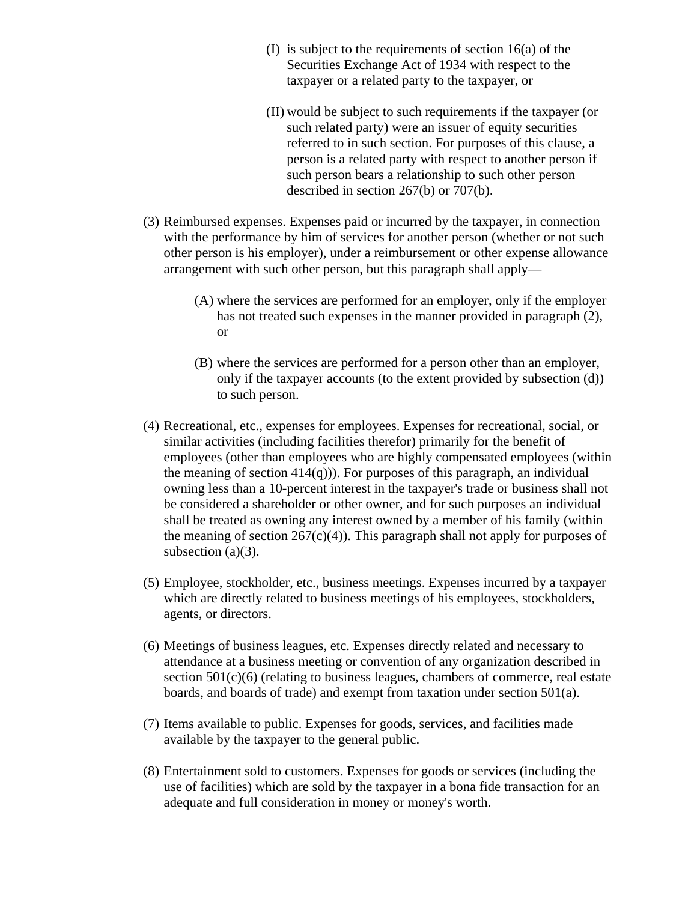(I) is subject to the requirements of section 16(a) of the Securities Exchange Act of 1934 with respect to the taxpayer or a related party to the taxpayer, or

(II) would be subject to such requirements if the taxpayer (or such related party) were an issuer of equity securities referred to in such section. For purposes of this clause, a person is a related party with respect to another person if such person bears a relationship to such other person described in section 267(b) or 707(b).

(3) Reimbursed expenses. Expenses paid or incurred by the taxpayer, in connection with the performance by him of services for another person (whether or not such other person is his employer), under a reimbursement or other expense allowance arrangement with such other person, but this paragraph shall apply—

(A) where the services are performed for an employer, only if the employer has not treated such expenses in the manner provided in paragraph (2), or

(B) where the services are performed for a person other than an employer, only if the taxpayer accounts (to the extent provided by subsection (d)) to such person.

(4) Recreational, etc., expenses for employees. Expenses for recreational, social, or similar activities (including facilities therefor) primarily for the benefit of employees (other than employees who are highly compensated employees (within the meaning of section 414(q))). For purposes of this paragraph, an individual owning less than a 10-percent interest in the taxpayer's trade or business shall not be considered a shareholder or other owner, and for such purposes an individual shall be treated as owning any interest owned by a member of his family (within the meaning of section 267(c)(4)). This paragraph shall not apply for purposes of subsection (a)(3).

(5) Employee, stockholder, etc., business meetings. Expenses incurred by a taxpayer which are directly related to business meetings of his employees, stockholders, agents, or directors.

(6) Meetings of business leagues, etc. Expenses directly related and necessary to attendance at a business meeting or convention of any organization described in section 501(c)(6) (relating to business leagues, chambers of commerce, real estate boards, and boards of trade) and exempt from taxation under section 501(a).

(7) Items available to public. Expenses for goods, services, and facilities made available by the taxpayer to the general public.

(8) Entertainment sold to customers. Expenses for goods or services (including the use of facilities) which are sold by the taxpayer in a bona fide transaction for an adequate and full consideration in money or money's worth.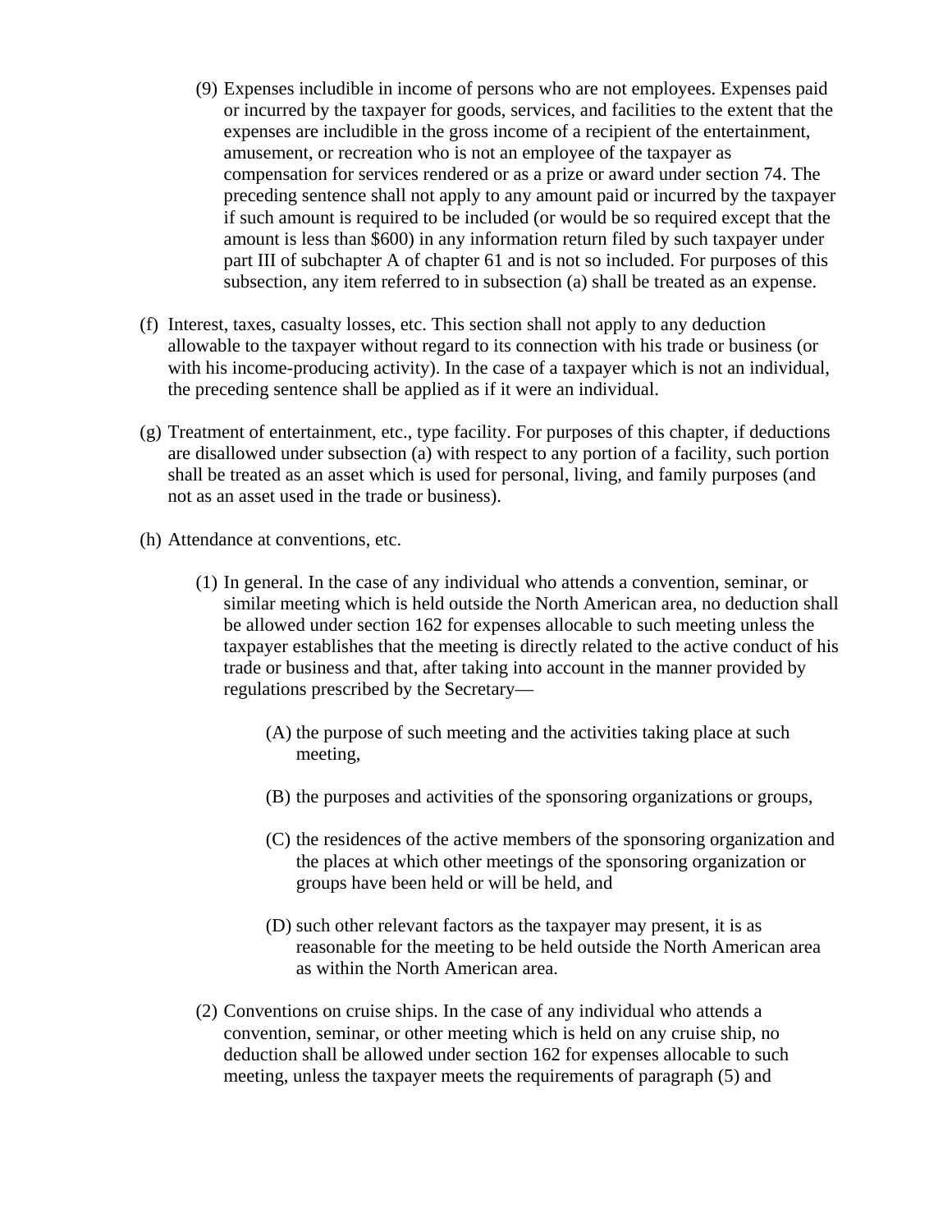(9) Expenses includible in income of persons who are not employees. Expenses paid or incurred by the taxpayer for goods, services, and facilities to the extent that the expenses are includible in the gross income of a recipient of the entertainment, amusement, or recreation who is not an employee of the taxpayer as compensation for services rendered or as a prize or award under section 74. The preceding sentence shall not apply to any amount paid or incurred by the taxpayer if such amount is required to be included (or would be so required except that the amount is less than $600) in any information return filed by such taxpayer under part III of subchapter A of chapter 61 and is not so included. For purposes of this subsection, any item referred to in subsection (a) shall be treated as an expense.

(f) Interest, taxes, casualty losses, etc. This section shall not apply to any deduction allowable to the taxpayer without regard to its connection with his trade or business (or with his income-producing activity). In the case of a taxpayer which is not an individual, the preceding sentence shall be applied as if it were an individual.

(g) Treatment of entertainment, etc., type facility. For purposes of this chapter, if deductions are disallowed under subsection (a) with respect to any portion of a facility, such portion shall be treated as an asset which is used for personal, living, and family purposes (and not as an asset used in the trade or business).

(h) Attendance at conventions, etc.

(1) In general. In the case of any individual who attends a convention, seminar, or similar meeting which is held outside the North American area, no deduction shall be allowed under section 162 for expenses allocable to such meeting unless the taxpayer establishes that the meeting is directly related to the active conduct of his trade or business and that, after taking into account in the manner provided by regulations prescribed by the Secretary—

(A) the purpose of such meeting and the activities taking place at such meeting,

(B) the purposes and activities of the sponsoring organizations or groups,

(C) the residences of the active members of the sponsoring organization and the places at which other meetings of the sponsoring organization or groups have been held or will be held, and

(D) such other relevant factors as the taxpayer may present, it is as reasonable for the meeting to be held outside the North American area as within the North American area.

(2) Conventions on cruise ships. In the case of any individual who attends a convention, seminar, or other meeting which is held on any cruise ship, no deduction shall be allowed under section 162 for expenses allocable to such meeting, unless the taxpayer meets the requirements of paragraph (5) and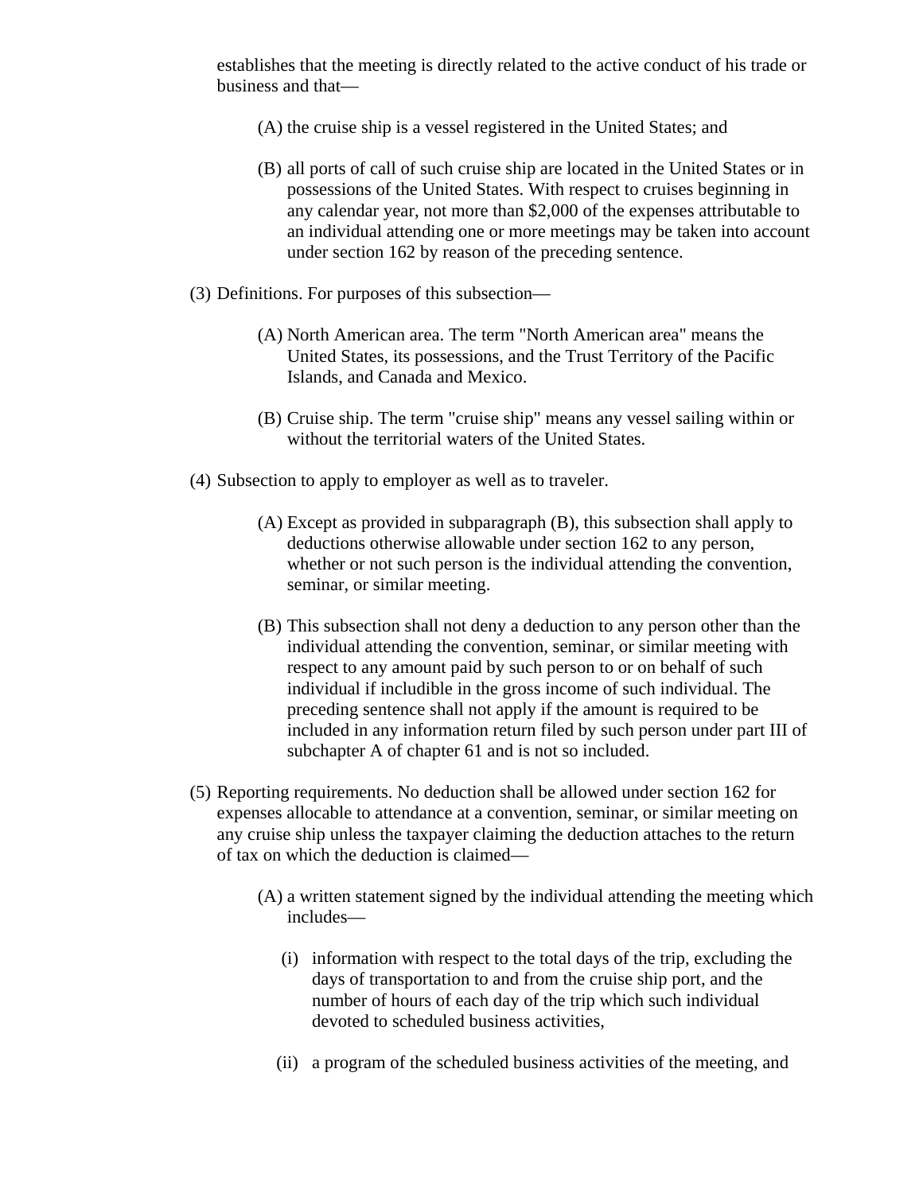establishes that the meeting is directly related to the active conduct of his trade or business and that—

(A) the cruise ship is a vessel registered in the United States; and

(B) all ports of call of such cruise ship are located in the United States or in possessions of the United States. With respect to cruises beginning in any calendar year, not more than $2,000 of the expenses attributable to an individual attending one or more meetings may be taken into account under section 162 by reason of the preceding sentence.

(3) Definitions. For purposes of this subsection—

(A) North American area. The term "North American area" means the United States, its possessions, and the Trust Territory of the Pacific Islands, and Canada and Mexico.

(B) Cruise ship. The term "cruise ship" means any vessel sailing within or without the territorial waters of the United States.

(4) Subsection to apply to employer as well as to traveler.

(A) Except as provided in subparagraph (B), this subsection shall apply to deductions otherwise allowable under section 162 to any person, whether or not such person is the individual attending the convention, seminar, or similar meeting.

(B) This subsection shall not deny a deduction to any person other than the individual attending the convention, seminar, or similar meeting with respect to any amount paid by such person to or on behalf of such individual if includible in the gross income of such individual. The preceding sentence shall not apply if the amount is required to be included in any information return filed by such person under part III of subchapter A of chapter 61 and is not so included.

(5) Reporting requirements. No deduction shall be allowed under section 162 for expenses allocable to attendance at a convention, seminar, or similar meeting on any cruise ship unless the taxpayer claiming the deduction attaches to the return of tax on which the deduction is claimed—

(A) a written statement signed by the individual attending the meeting which includes—

(i) information with respect to the total days of the trip, excluding the days of transportation to and from the cruise ship port, and the number of hours of each day of the trip which such individual devoted to scheduled business activities,

(ii) a program of the scheduled business activities of the meeting, and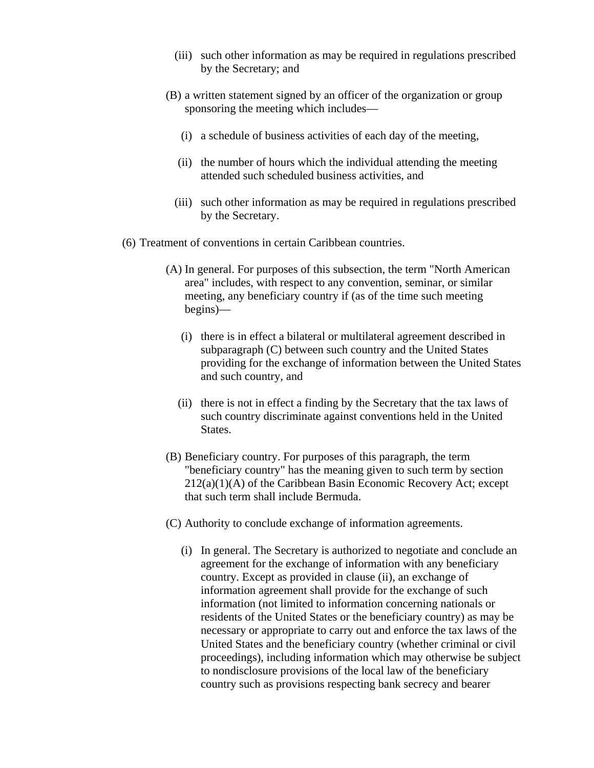(iii) such other information as may be required in regulations prescribed by the Secretary; and

(B) a written statement signed by an officer of the organization or group sponsoring the meeting which includes—

(i) a schedule of business activities of each day of the meeting,

(ii) the number of hours which the individual attending the meeting attended such scheduled business activities, and

(iii) such other information as may be required in regulations prescribed by the Secretary.

(6) Treatment of conventions in certain Caribbean countries.

(A) In general. For purposes of this subsection, the term "North American area" includes, with respect to any convention, seminar, or similar meeting, any beneficiary country if (as of the time such meeting begins)—

(i) there is in effect a bilateral or multilateral agreement described in subparagraph (C) between such country and the United States providing for the exchange of information between the United States and such country, and

(ii) there is not in effect a finding by the Secretary that the tax laws of such country discriminate against conventions held in the United States.

(B) Beneficiary country. For purposes of this paragraph, the term "beneficiary country" has the meaning given to such term by section 212(a)(1)(A) of the Caribbean Basin Economic Recovery Act; except that such term shall include Bermuda.

(C) Authority to conclude exchange of information agreements.

(i) In general. The Secretary is authorized to negotiate and conclude an agreement for the exchange of information with any beneficiary country. Except as provided in clause (ii), an exchange of information agreement shall provide for the exchange of such information (not limited to information concerning nationals or residents of the United States or the beneficiary country) as may be necessary or appropriate to carry out and enforce the tax laws of the United States and the beneficiary country (whether criminal or civil proceedings), including information which may otherwise be subject to nondisclosure provisions of the local law of the beneficiary country such as provisions respecting bank secrecy and bearer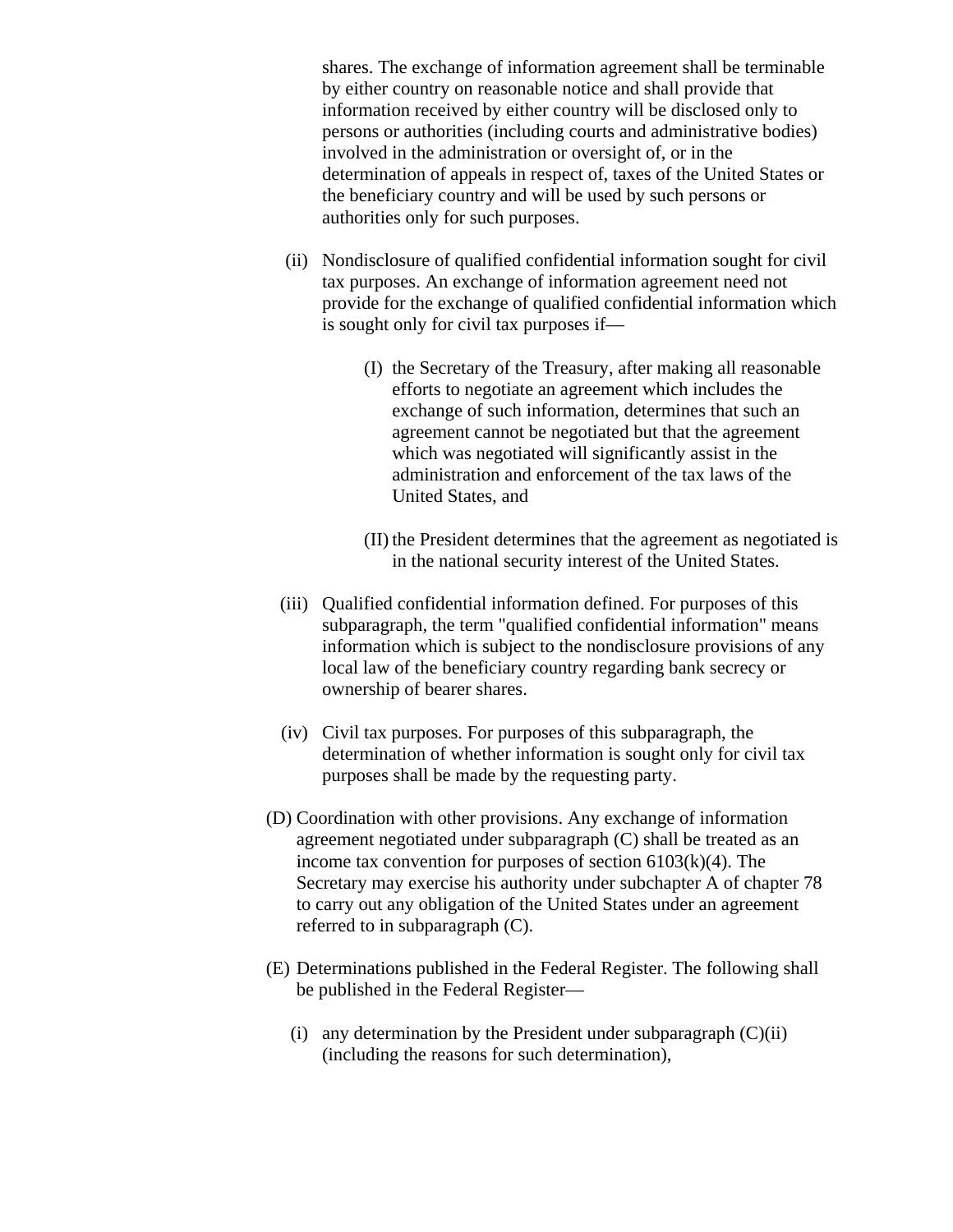shares. The exchange of information agreement shall be terminable by either country on reasonable notice and shall provide that information received by either country will be disclosed only to persons or authorities (including courts and administrative bodies) involved in the administration or oversight of, or in the determination of appeals in respect of, taxes of the United States or the beneficiary country and will be used by such persons or authorities only for such purposes.

(ii) Nondisclosure of qualified confidential information sought for civil tax purposes. An exchange of information agreement need not provide for the exchange of qualified confidential information which is sought only for civil tax purposes if—

(I) the Secretary of the Treasury, after making all reasonable efforts to negotiate an agreement which includes the exchange of such information, determines that such an agreement cannot be negotiated but that the agreement which was negotiated will significantly assist in the administration and enforcement of the tax laws of the United States, and

(II) the President determines that the agreement as negotiated is in the national security interest of the United States.

(iii) Qualified confidential information defined. For purposes of this subparagraph, the term "qualified confidential information" means information which is subject to the nondisclosure provisions of any local law of the beneficiary country regarding bank secrecy or ownership of bearer shares.

(iv) Civil tax purposes. For purposes of this subparagraph, the determination of whether information is sought only for civil tax purposes shall be made by the requesting party.

(D) Coordination with other provisions. Any exchange of information agreement negotiated under subparagraph (C) shall be treated as an income tax convention for purposes of section 6103(k)(4). The Secretary may exercise his authority under subchapter A of chapter 78 to carry out any obligation of the United States under an agreement referred to in subparagraph (C).

(E) Determinations published in the Federal Register. The following shall be published in the Federal Register—

(i) any determination by the President under subparagraph (C)(ii) (including the reasons for such determination),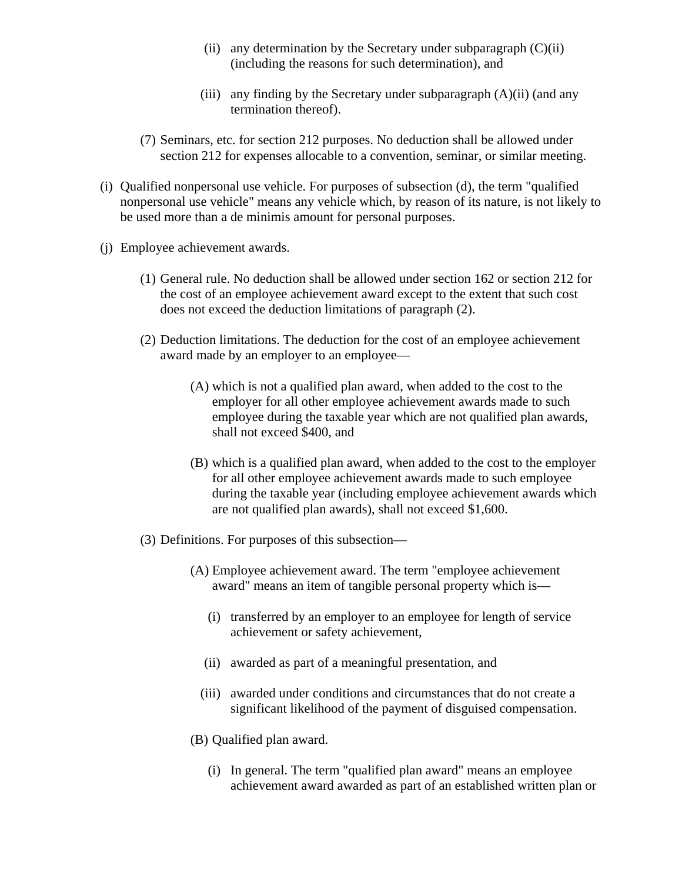(ii) any determination by the Secretary under subparagraph (C)(ii) (including the reasons for such determination), and

(iii) any finding by the Secretary under subparagraph (A)(ii) (and any termination thereof).

(7) Seminars, etc. for section 212 purposes. No deduction shall be allowed under section 212 for expenses allocable to a convention, seminar, or similar meeting.

(i) Qualified nonpersonal use vehicle. For purposes of subsection (d), the term "qualified nonpersonal use vehicle" means any vehicle which, by reason of its nature, is not likely to be used more than a de minimis amount for personal purposes.

(j) Employee achievement awards.

(1) General rule. No deduction shall be allowed under section 162 or section 212 for the cost of an employee achievement award except to the extent that such cost does not exceed the deduction limitations of paragraph (2).

(2) Deduction limitations. The deduction for the cost of an employee achievement award made by an employer to an employee—

(A) which is not a qualified plan award, when added to the cost to the employer for all other employee achievement awards made to such employee during the taxable year which are not qualified plan awards, shall not exceed $400, and

(B) which is a qualified plan award, when added to the cost to the employer for all other employee achievement awards made to such employee during the taxable year (including employee achievement awards which are not qualified plan awards), shall not exceed $1,600.

(3) Definitions. For purposes of this subsection—

(A) Employee achievement award. The term "employee achievement award" means an item of tangible personal property which is—

(i) transferred by an employer to an employee for length of service achievement or safety achievement,

(ii) awarded as part of a meaningful presentation, and

(iii) awarded under conditions and circumstances that do not create a significant likelihood of the payment of disguised compensation.

(B) Qualified plan award.

(i) In general. The term "qualified plan award" means an employee achievement award awarded as part of an established written plan or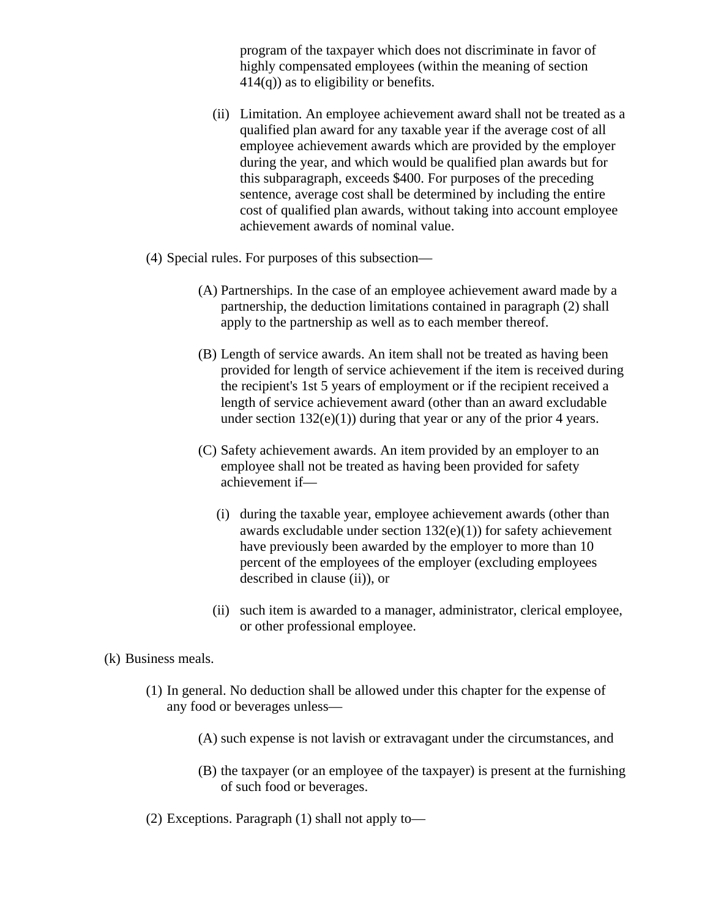program of the taxpayer which does not discriminate in favor of highly compensated employees (within the meaning of section 414(q)) as to eligibility or benefits.

(ii) Limitation. An employee achievement award shall not be treated as a qualified plan award for any taxable year if the average cost of all employee achievement awards which are provided by the employer during the year, and which would be qualified plan awards but for this subparagraph, exceeds $400. For purposes of the preceding sentence, average cost shall be determined by including the entire cost of qualified plan awards, without taking into account employee achievement awards of nominal value.

(4) Special rules. For purposes of this subsection—

(A) Partnerships. In the case of an employee achievement award made by a partnership, the deduction limitations contained in paragraph (2) shall apply to the partnership as well as to each member thereof.

(B) Length of service awards. An item shall not be treated as having been provided for length of service achievement if the item is received during the recipient's 1st 5 years of employment or if the recipient received a length of service achievement award (other than an award excludable under section 132(e)(1)) during that year or any of the prior 4 years.

(C) Safety achievement awards. An item provided by an employer to an employee shall not be treated as having been provided for safety achievement if—

(i) during the taxable year, employee achievement awards (other than awards excludable under section 132(e)(1)) for safety achievement have previously been awarded by the employer to more than 10 percent of the employees of the employer (excluding employees described in clause (ii)), or

(ii) such item is awarded to a manager, administrator, clerical employee, or other professional employee.

(k) Business meals.

(1) In general. No deduction shall be allowed under this chapter for the expense of any food or beverages unless—

(A) such expense is not lavish or extravagant under the circumstances, and

(B) the taxpayer (or an employee of the taxpayer) is present at the furnishing of such food or beverages.

(2) Exceptions. Paragraph (1) shall not apply to—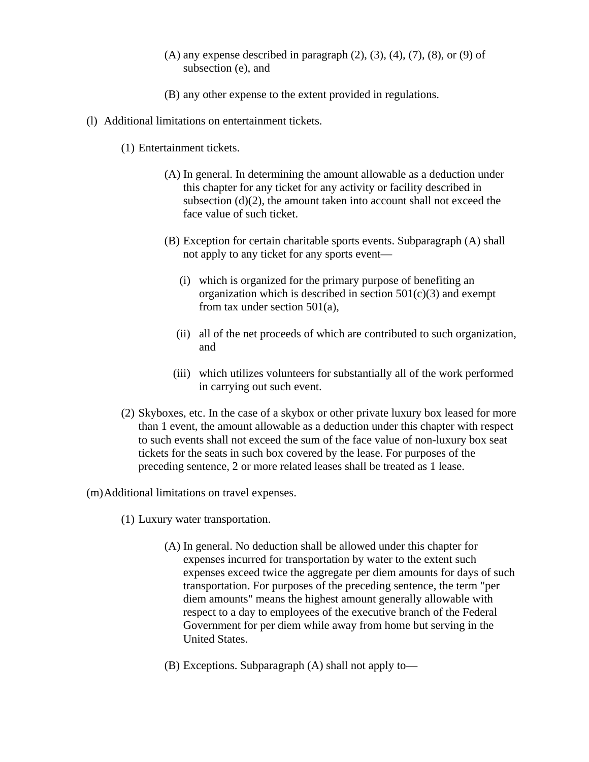(A) any expense described in paragraph (2), (3), (4), (7), (8), or (9) of subsection (e), and

(B) any other expense to the extent provided in regulations.

(l) Additional limitations on entertainment tickets.

(1) Entertainment tickets.

(A) In general. In determining the amount allowable as a deduction under this chapter for any ticket for any activity or facility described in subsection (d)(2), the amount taken into account shall not exceed the face value of such ticket.

(B) Exception for certain charitable sports events. Subparagraph (A) shall not apply to any ticket for any sports event—

(i) which is organized for the primary purpose of benefiting an organization which is described in section 501(c)(3) and exempt from tax under section 501(a),

(ii) all of the net proceeds of which are contributed to such organization, and

(iii) which utilizes volunteers for substantially all of the work performed in carrying out such event.

(2) Skyboxes, etc. In the case of a skybox or other private luxury box leased for more than 1 event, the amount allowable as a deduction under this chapter with respect to such events shall not exceed the sum of the face value of non-luxury box seat tickets for the seats in such box covered by the lease. For purposes of the preceding sentence, 2 or more related leases shall be treated as 1 lease.

(m) Additional limitations on travel expenses.

(1) Luxury water transportation.

(A) In general. No deduction shall be allowed under this chapter for expenses incurred for transportation by water to the extent such expenses exceed twice the aggregate per diem amounts for days of such transportation. For purposes of the preceding sentence, the term "per diem amounts" means the highest amount generally allowable with respect to a day to employees of the executive branch of the Federal Government for per diem while away from home but serving in the United States.

(B) Exceptions. Subparagraph (A) shall not apply to—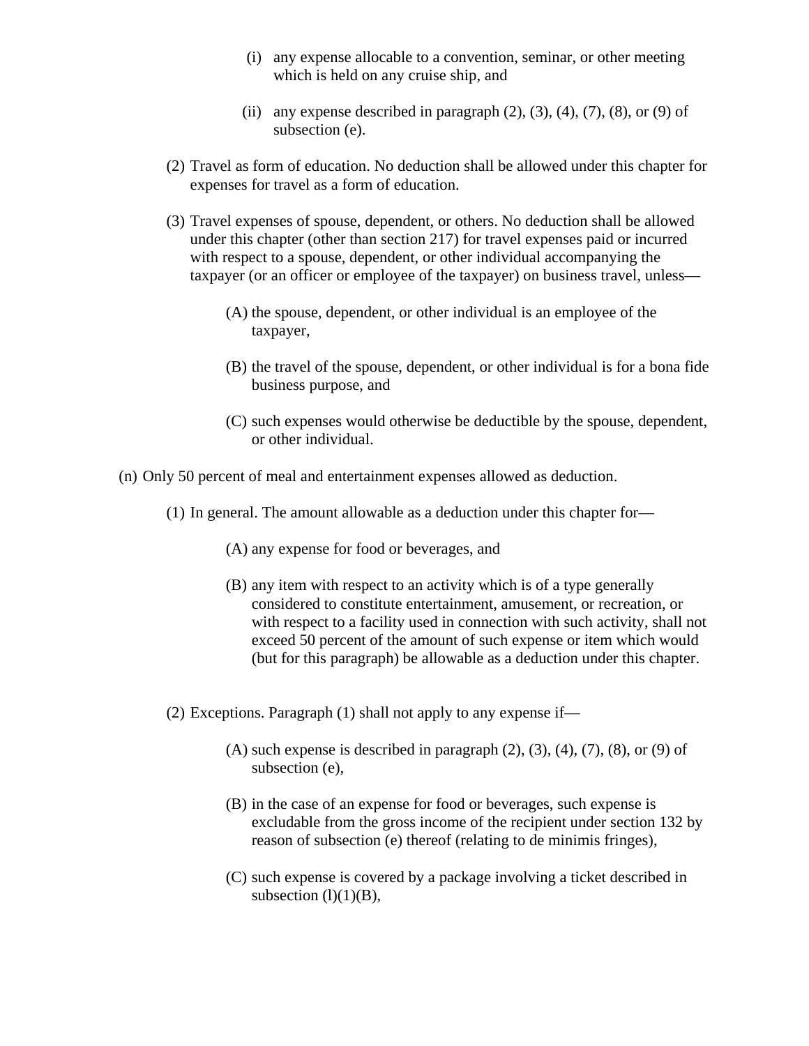(i) any expense allocable to a convention, seminar, or other meeting which is held on any cruise ship, and

(ii) any expense described in paragraph (2), (3), (4), (7), (8), or (9) of subsection (e).

(2) Travel as form of education. No deduction shall be allowed under this chapter for expenses for travel as a form of education.

(3) Travel expenses of spouse, dependent, or others. No deduction shall be allowed under this chapter (other than section 217) for travel expenses paid or incurred with respect to a spouse, dependent, or other individual accompanying the taxpayer (or an officer or employee of the taxpayer) on business travel, unless—

(A) the spouse, dependent, or other individual is an employee of the taxpayer,

(B) the travel of the spouse, dependent, or other individual is for a bona fide business purpose, and

(C) such expenses would otherwise be deductible by the spouse, dependent, or other individual.

(n) Only 50 percent of meal and entertainment expenses allowed as deduction.

(1) In general. The amount allowable as a deduction under this chapter for—

(A) any expense for food or beverages, and

(B) any item with respect to an activity which is of a type generally considered to constitute entertainment, amusement, or recreation, or with respect to a facility used in connection with such activity, shall not exceed 50 percent of the amount of such expense or item which would (but for this paragraph) be allowable as a deduction under this chapter.

(2) Exceptions. Paragraph (1) shall not apply to any expense if—

(A) such expense is described in paragraph (2), (3), (4), (7), (8), or (9) of subsection (e),

(B) in the case of an expense for food or beverages, such expense is excludable from the gross income of the recipient under section 132 by reason of subsection (e) thereof (relating to de minimis fringes),

(C) such expense is covered by a package involving a ticket described in subsection (l)(1)(B),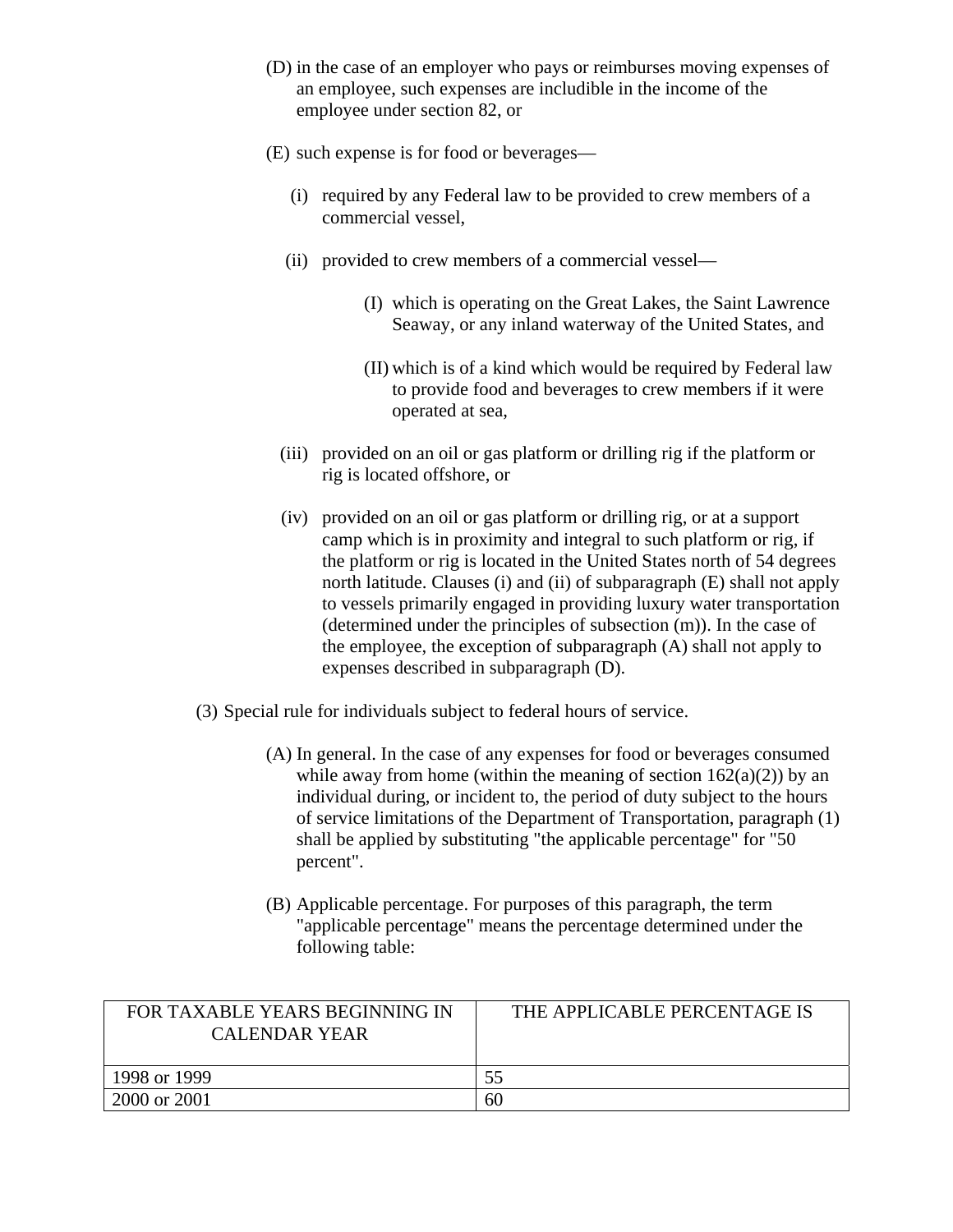(D) in the case of an employer who pays or reimburses moving expenses of an employee, such expenses are includible in the income of the employee under section 82, or

(E) such expense is for food or beverages—

(i) required by any Federal law to be provided to crew members of a commercial vessel,

(ii) provided to crew members of a commercial vessel—

(I) which is operating on the Great Lakes, the Saint Lawrence Seaway, or any inland waterway of the United States, and

(II) which is of a kind which would be required by Federal law to provide food and beverages to crew members if it were operated at sea,

(iii) provided on an oil or gas platform or drilling rig if the platform or rig is located offshore, or

(iv) provided on an oil or gas platform or drilling rig, or at a support camp which is in proximity and integral to such platform or rig, if the platform or rig is located in the United States north of 54 degrees north latitude. Clauses (i) and (ii) of subparagraph (E) shall not apply to vessels primarily engaged in providing luxury water transportation (determined under the principles of subsection (m)). In the case of the employee, the exception of subparagraph (A) shall not apply to expenses described in subparagraph (D).

(3) Special rule for individuals subject to federal hours of service.

(A) In general. In the case of any expenses for food or beverages consumed while away from home (within the meaning of section 162(a)(2)) by an individual during, or incident to, the period of duty subject to the hours of service limitations of the Department of Transportation, paragraph (1) shall be applied by substituting "the applicable percentage" for "50 percent".

(B) Applicable percentage. For purposes of this paragraph, the term "applicable percentage" means the percentage determined under the following table:

| FOR TAXABLE YEARS BEGINNING IN CALENDAR YEAR | THE APPLICABLE PERCENTAGE IS |
|---|---|
| 1998 or 1999 | 55 |
| 2000 or 2001 | 60 |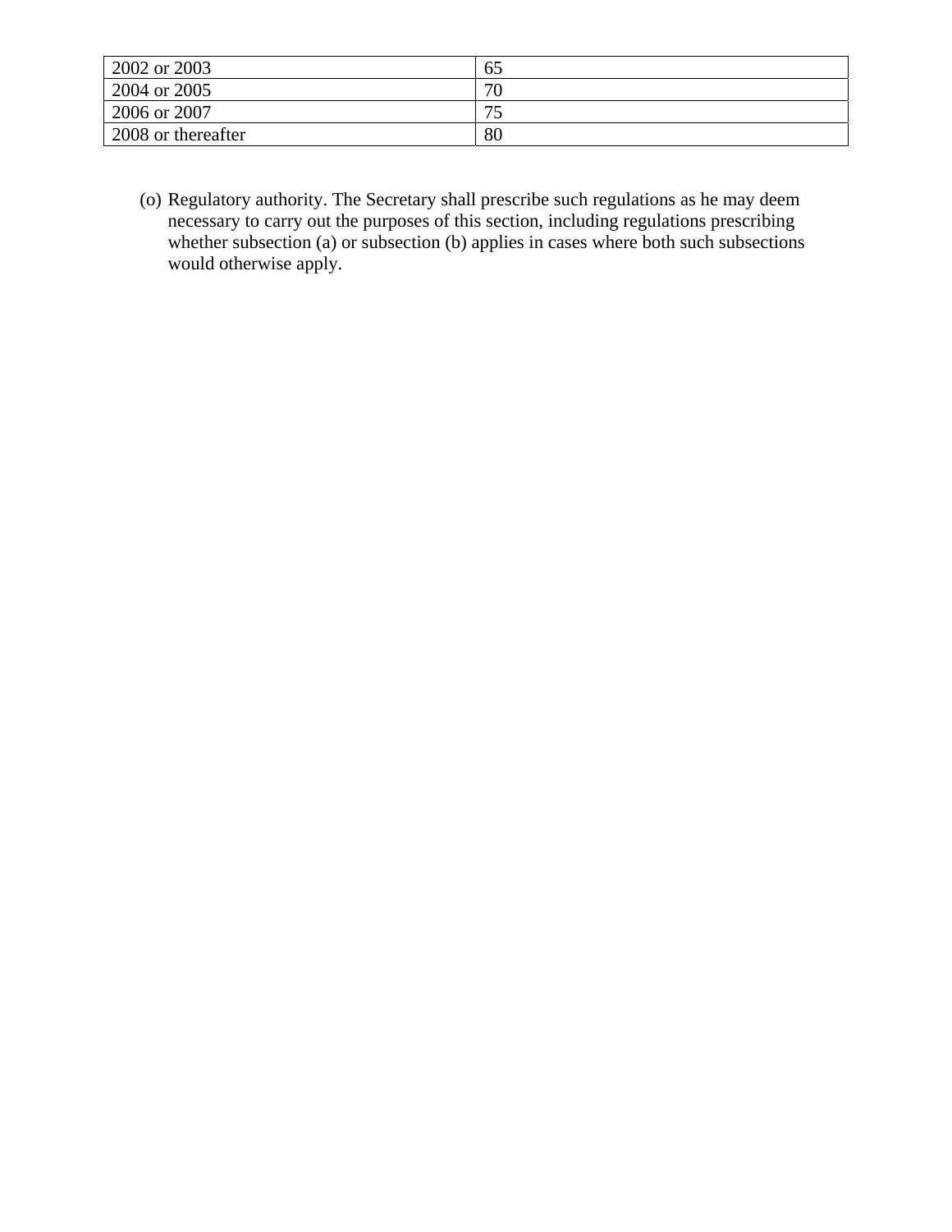| | |
|---|---|
| 2002 or 2003 | 65 |
| 2004 or 2005 | 70 |
| 2006 or 2007 | 75 |
| 2008 or thereafter | 80 |

(o) Regulatory authority. The Secretary shall prescribe such regulations as he may deem necessary to carry out the purposes of this section, including regulations prescribing whether subsection (a) or subsection (b) applies in cases where both such subsections would otherwise apply.